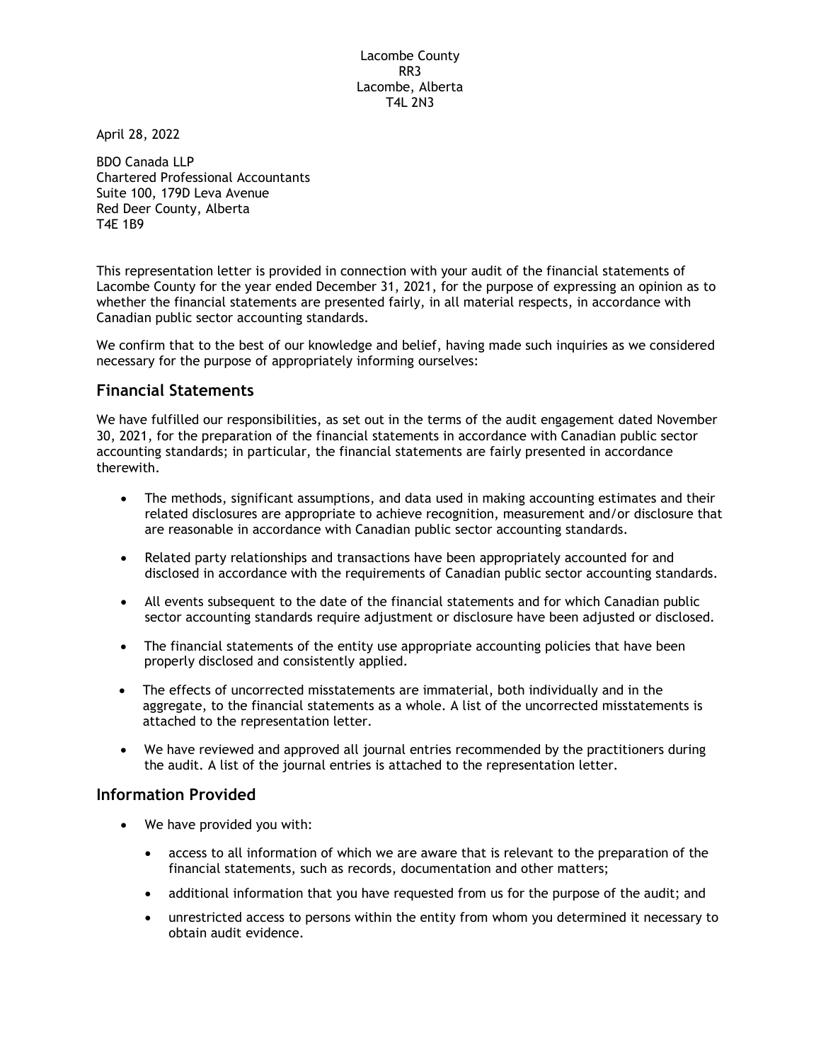Lacombe County
RR3
Lacombe, Alberta
T4L 2N3

April 28, 2022

BDO Canada LLP
Chartered Professional Accountants
Suite 100, 179D Leva Avenue
Red Deer County, Alberta
T4E 1B9

This representation letter is provided in connection with your audit of the financial statements of Lacombe County for the year ended December 31, 2021, for the purpose of expressing an opinion as to whether the financial statements are presented fairly, in all material respects, in accordance with Canadian public sector accounting standards.

We confirm that to the best of our knowledge and belief, having made such inquiries as we considered necessary for the purpose of appropriately informing ourselves:

## Financial Statements

We have fulfilled our responsibilities, as set out in the terms of the audit engagement dated November 30, 2021, for the preparation of the financial statements in accordance with Canadian public sector accounting standards; in particular, the financial statements are fairly presented in accordance therewith.

- The methods, significant assumptions, and data used in making accounting estimates and their related disclosures are appropriate to achieve recognition, measurement and/or disclosure that are reasonable in accordance with Canadian public sector accounting standards.
- Related party relationships and transactions have been appropriately accounted for and disclosed in accordance with the requirements of Canadian public sector accounting standards.
- All events subsequent to the date of the financial statements and for which Canadian public sector accounting standards require adjustment or disclosure have been adjusted or disclosed.
- The financial statements of the entity use appropriate accounting policies that have been properly disclosed and consistently applied.
- The effects of uncorrected misstatements are immaterial, both individually and in the aggregate, to the financial statements as a whole. A list of the uncorrected misstatements is attached to the representation letter.
- We have reviewed and approved all journal entries recommended by the practitioners during the audit. A list of the journal entries is attached to the representation letter.

## Information Provided

- We have provided you with:
  - access to all information of which we are aware that is relevant to the preparation of the financial statements, such as records, documentation and other matters;
  - additional information that you have requested from us for the purpose of the audit; and
  - unrestricted access to persons within the entity from whom you determined it necessary to obtain audit evidence.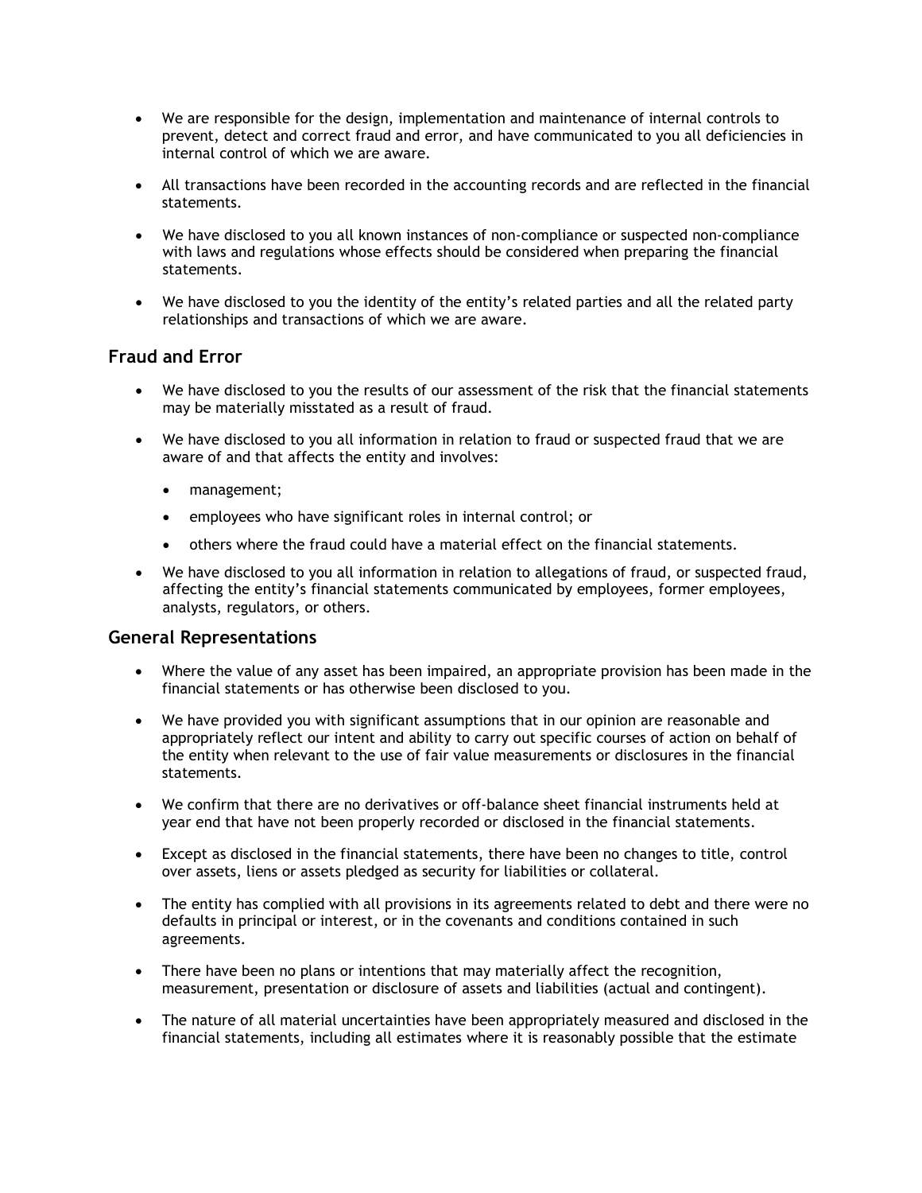- We are responsible for the design, implementation and maintenance of internal controls to prevent, detect and correct fraud and error, and have communicated to you all deficiencies in internal control of which we are aware.
- All transactions have been recorded in the accounting records and are reflected in the financial statements.
- We have disclosed to you all known instances of non-compliance or suspected non-compliance with laws and regulations whose effects should be considered when preparing the financial statements.
- We have disclosed to you the identity of the entity's related parties and all the related party relationships and transactions of which we are aware.

## Fraud and Error

- We have disclosed to you the results of our assessment of the risk that the financial statements may be materially misstated as a result of fraud.
- We have disclosed to you all information in relation to fraud or suspected fraud that we are aware of and that affects the entity and involves:
  - management;
  - employees who have significant roles in internal control; or
  - others where the fraud could have a material effect on the financial statements.
- We have disclosed to you all information in relation to allegations of fraud, or suspected fraud, affecting the entity's financial statements communicated by employees, former employees, analysts, regulators, or others.

## General Representations

- Where the value of any asset has been impaired, an appropriate provision has been made in the financial statements or has otherwise been disclosed to you.
- We have provided you with significant assumptions that in our opinion are reasonable and appropriately reflect our intent and ability to carry out specific courses of action on behalf of the entity when relevant to the use of fair value measurements or disclosures in the financial statements.
- We confirm that there are no derivatives or off-balance sheet financial instruments held at year end that have not been properly recorded or disclosed in the financial statements.
- Except as disclosed in the financial statements, there have been no changes to title, control over assets, liens or assets pledged as security for liabilities or collateral.
- The entity has complied with all provisions in its agreements related to debt and there were no defaults in principal or interest, or in the covenants and conditions contained in such agreements.
- There have been no plans or intentions that may materially affect the recognition, measurement, presentation or disclosure of assets and liabilities (actual and contingent).
- The nature of all material uncertainties have been appropriately measured and disclosed in the financial statements, including all estimates where it is reasonably possible that the estimate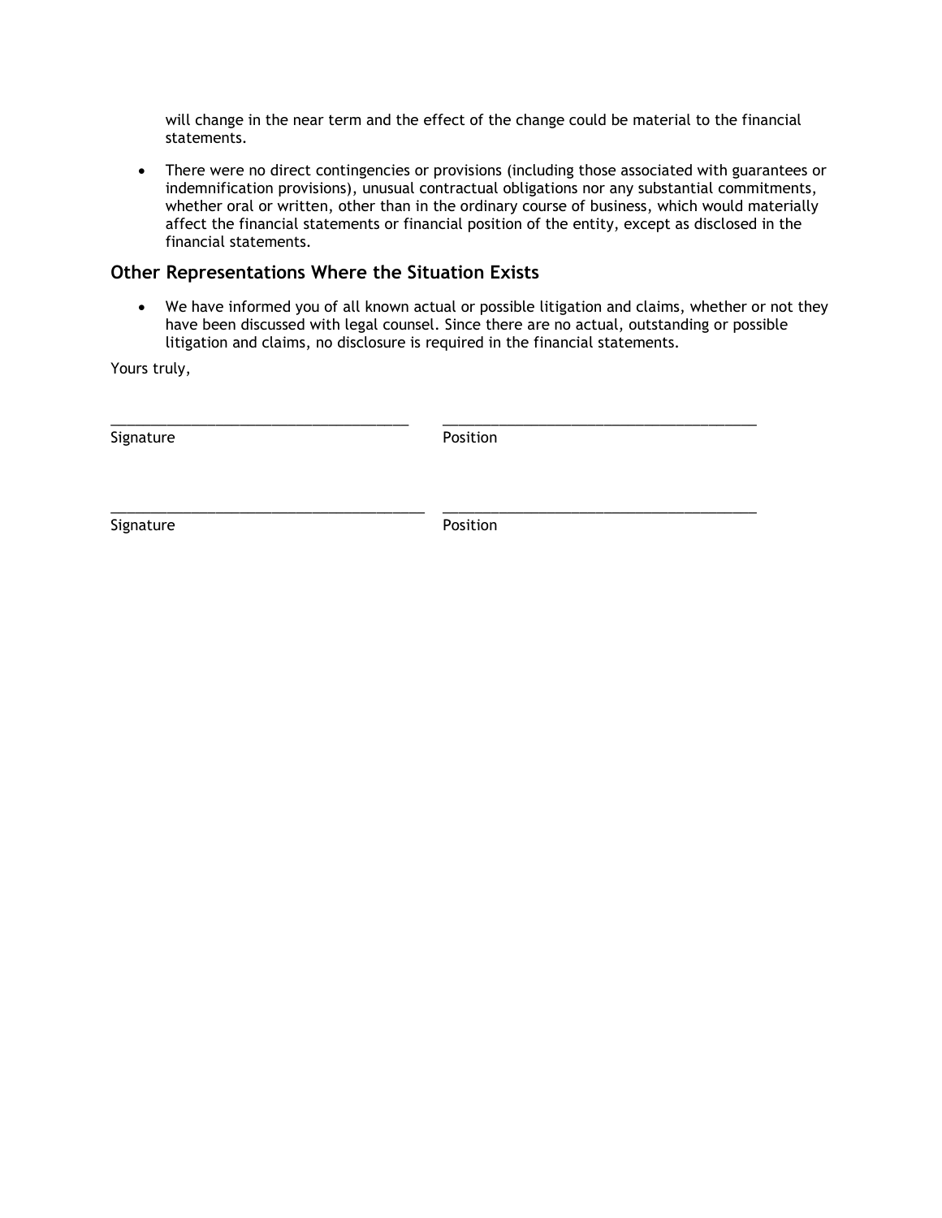will change in the near term and the effect of the change could be material to the financial statements.

- There were no direct contingencies or provisions (including those associated with guarantees or indemnification provisions), unusual contractual obligations nor any substantial commitments, whether oral or written, other than in the ordinary course of business, which would materially affect the financial statements or financial position of the entity, except as disclosed in the financial statements.

## Other Representations Where the Situation Exists

- We have informed you of all known actual or possible litigation and claims, whether or not they have been discussed with legal counsel. Since there are no actual, outstanding or possible litigation and claims, no disclosure is required in the financial statements.

Yours truly,

_____________________________________ _____________________________________

Signature Position

_____________________________________ _____________________________________

Signature Position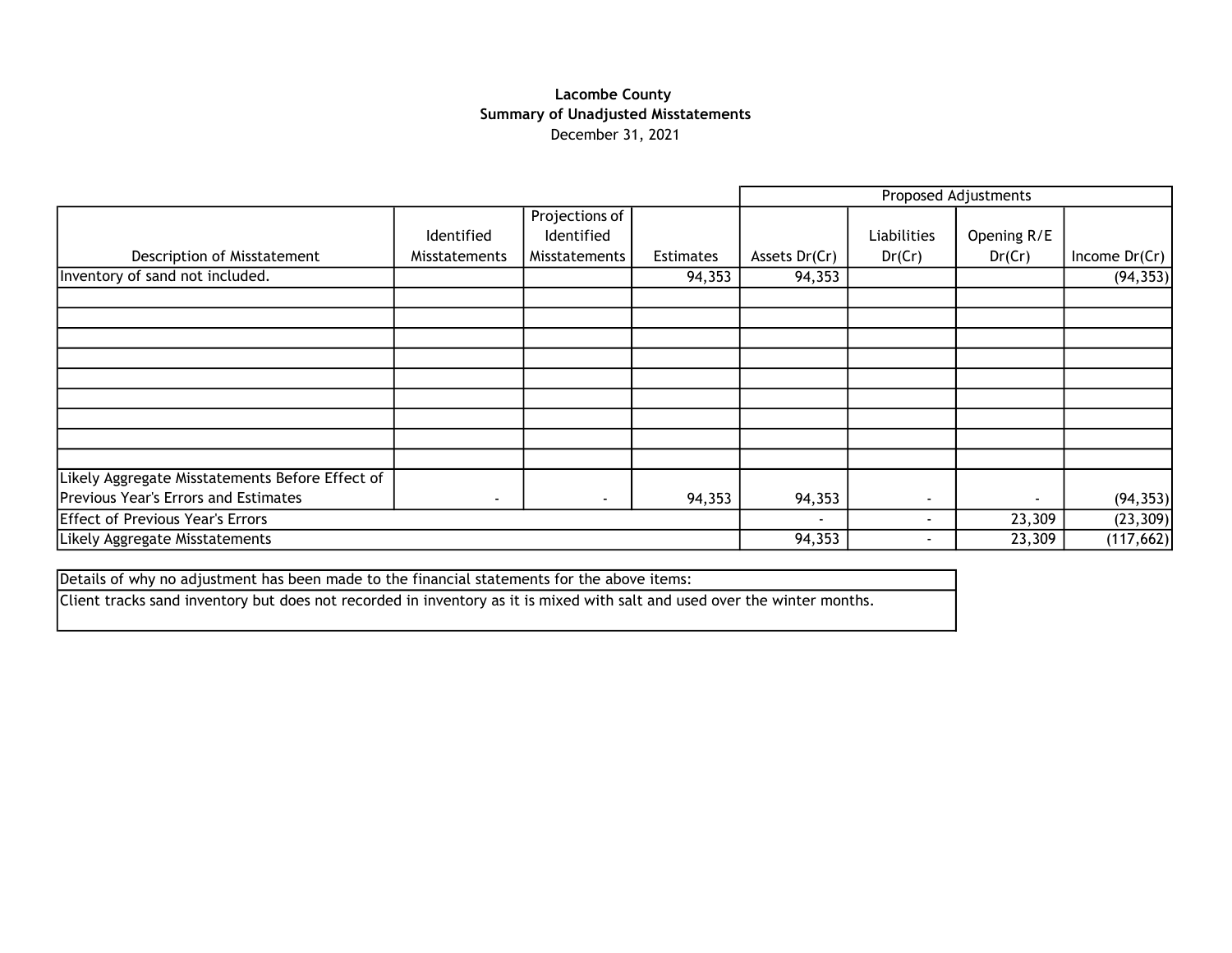**Lacombe County**
**Summary of Unadjusted Misstatements**
December 31, 2021

| | | | | Proposed Adjustments | | | |
|---|---|---|---|---|---|---|---|
| Description of Misstatement | Identified Misstatements | Projections of Identified Misstatements | Estimates | Assets Dr(Cr) | Liabilities Dr(Cr) | Opening R/E Dr(Cr) | Income Dr(Cr) |
| Inventory of sand not included. | | | 94,353 | 94,353 | | | (94,353) |
| | | | | | | | |
| | | | | | | | |
| | | | | | | | |
| | | | | | | | |
| | | | | | | | |
| | | | | | | | |
| | | | | | | | |
| | | | | | | | |
| | | | | | | | |
| Likely Aggregate Misstatements Before Effect of Previous Year's Errors and Estimates | - | - | 94,353 | 94,353 | - | - | (94,353) |
| Effect of Previous Year's Errors | | | | - | - | 23,309 | (23,309) |
| Likely Aggregate Misstatements | | | | 94,353 | - | 23,309 | (117,662) |

| Details of why no adjustment has been made to the financial statements for the above items: |
|---|
| Client tracks sand inventory but does not recorded in inventory as it is mixed with salt and used over the winter months. |